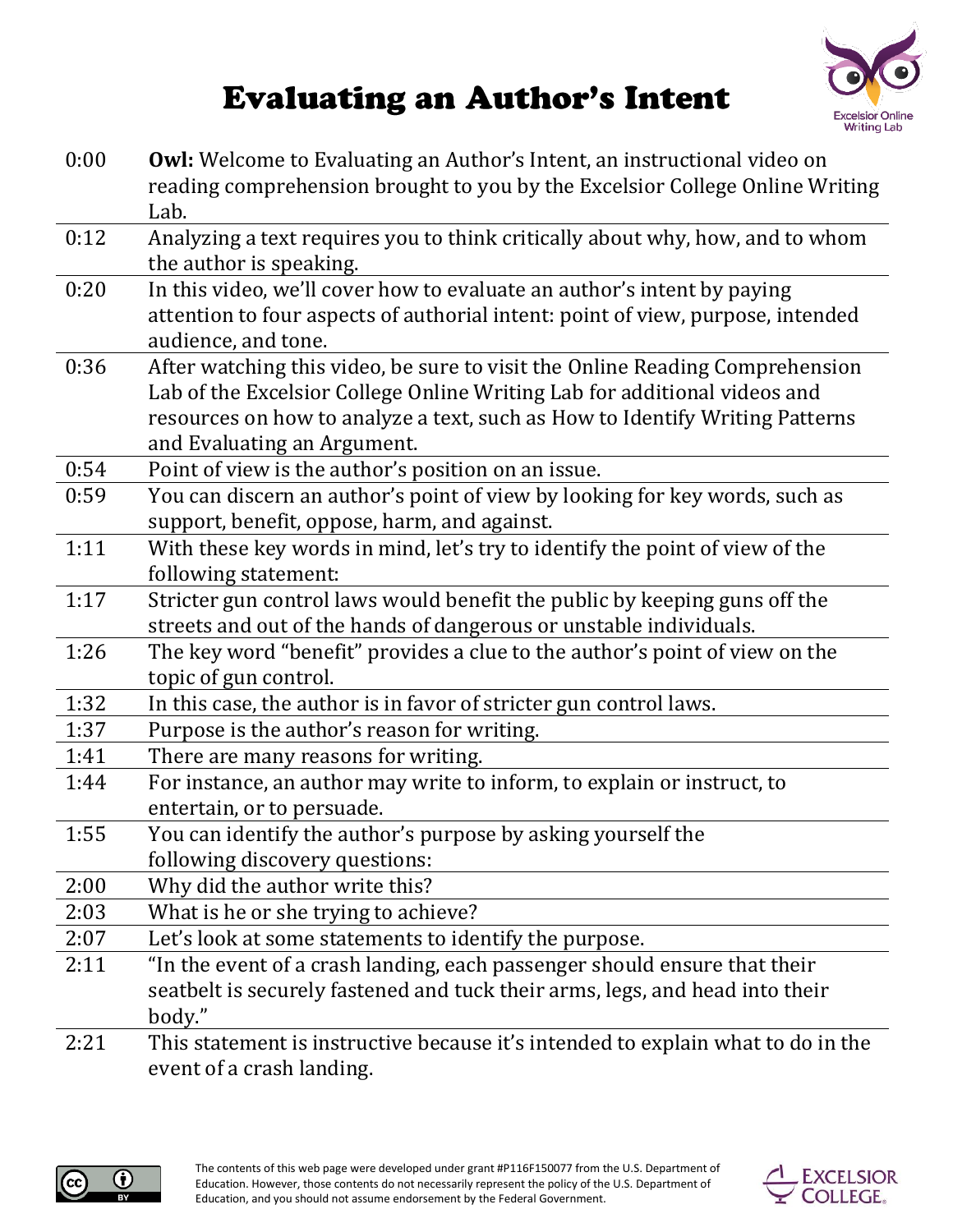# Evaluating an Author's Intent

| | |
|---|---|
| 0:00 | **Owl:** Welcome to Evaluating an Author's Intent, an instructional video on reading comprehension brought to you by the Excelsior College Online Writing Lab. |
| 0:12 | Analyzing a text requires you to think critically about why, how, and to whom the author is speaking. |
| 0:20 | In this video, we'll cover how to evaluate an author's intent by paying attention to four aspects of authorial intent: point of view, purpose, intended audience, and tone. |
| 0:36 | After watching this video, be sure to visit the Online Reading Comprehension Lab of the Excelsior College Online Writing Lab for additional videos and resources on how to analyze a text, such as How to Identify Writing Patterns and Evaluating an Argument. |
| 0:54 | Point of view is the author's position on an issue. |
| 0:59 | You can discern an author's point of view by looking for key words, such as support, benefit, oppose, harm, and against. |
| 1:11 | With these key words in mind, let's try to identify the point of view of the following statement: |
| 1:17 | Stricter gun control laws would benefit the public by keeping guns off the streets and out of the hands of dangerous or unstable individuals. |
| 1:26 | The key word "benefit" provides a clue to the author's point of view on the topic of gun control. |
| 1:32 | In this case, the author is in favor of stricter gun control laws. |
| 1:37 | Purpose is the author's reason for writing. |
| 1:41 | There are many reasons for writing. |
| 1:44 | For instance, an author may write to inform, to explain or instruct, to entertain, or to persuade. |
| 1:55 | You can identify the author's purpose by asking yourself the following discovery questions: |
| 2:00 | Why did the author write this? |
| 2:03 | What is he or she trying to achieve? |
| 2:07 | Let's look at some statements to identify the purpose. |
| 2:11 | "In the event of a crash landing, each passenger should ensure that their seatbelt is securely fastened and tuck their arms, legs, and head into their body." |
| 2:21 | This statement is instructive because it's intended to explain what to do in the event of a crash landing. |

The contents of this web page were developed under grant #P116F150077 from the U.S. Department of Education. However, those contents do not necessarily represent the policy of the U.S. Department of Education, and you should not assume endorsement by the Federal Government.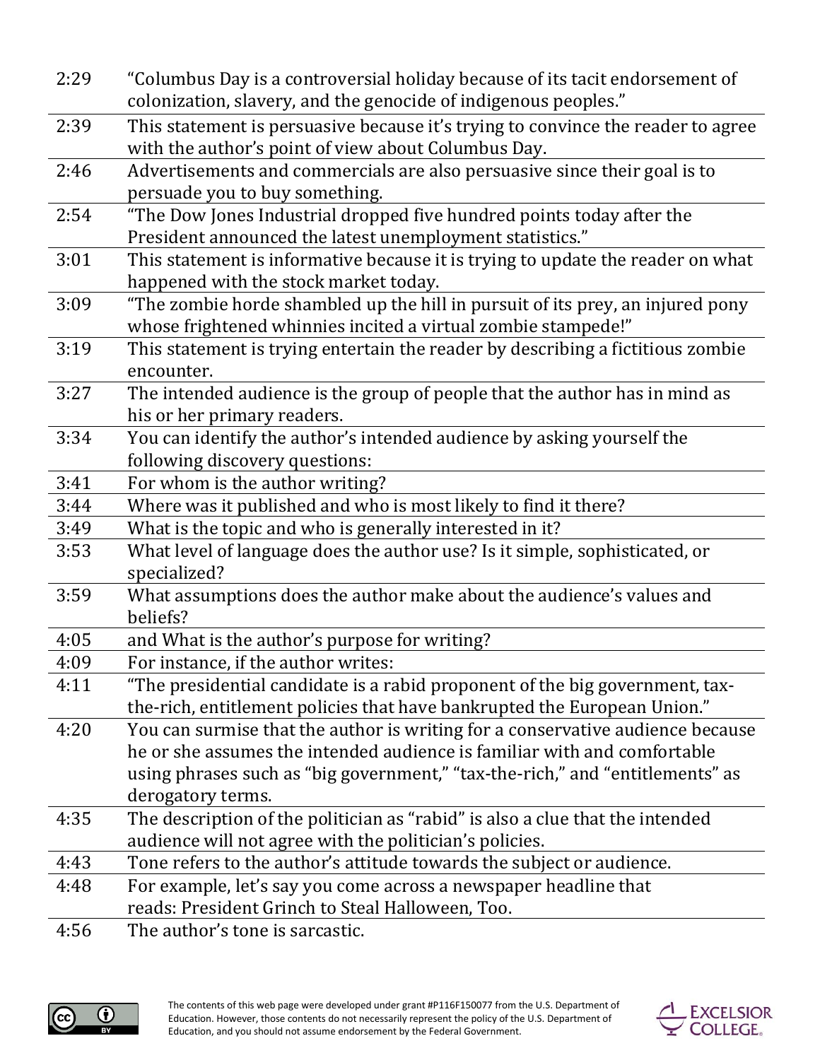| | |
|---|---|
| 2:29 | "Columbus Day is a controversial holiday because of its tacit endorsement of colonization, slavery, and the genocide of indigenous peoples." |
| 2:39 | This statement is persuasive because it's trying to convince the reader to agree with the author's point of view about Columbus Day. |
| 2:46 | Advertisements and commercials are also persuasive since their goal is to persuade you to buy something. |
| 2:54 | "The Dow Jones Industrial dropped five hundred points today after the President announced the latest unemployment statistics." |
| 3:01 | This statement is informative because it is trying to update the reader on what happened with the stock market today. |
| 3:09 | "The zombie horde shambled up the hill in pursuit of its prey, an injured pony whose frightened whinnies incited a virtual zombie stampede!" |
| 3:19 | This statement is trying entertain the reader by describing a fictitious zombie encounter. |
| 3:27 | The intended audience is the group of people that the author has in mind as his or her primary readers. |
| 3:34 | You can identify the author's intended audience by asking yourself the following discovery questions: |
| 3:41 | For whom is the author writing? |
| 3:44 | Where was it published and who is most likely to find it there? |
| 3:49 | What is the topic and who is generally interested in it? |
| 3:53 | What level of language does the author use? Is it simple, sophisticated, or specialized? |
| 3:59 | What assumptions does the author make about the audience's values and beliefs? |
| 4:05 | and What is the author's purpose for writing? |
| 4:09 | For instance, if the author writes: |
| 4:11 | "The presidential candidate is a rabid proponent of the big government, tax-the-rich, entitlement policies that have bankrupted the European Union." |
| 4:20 | You can surmise that the author is writing for a conservative audience because he or she assumes the intended audience is familiar with and comfortable using phrases such as "big government," "tax-the-rich," and "entitlements" as derogatory terms. |
| 4:35 | The description of the politician as "rabid" is also a clue that the intended audience will not agree with the politician's policies. |
| 4:43 | Tone refers to the author's attitude towards the subject or audience. |
| 4:48 | For example, let's say you come across a newspaper headline that reads: President Grinch to Steal Halloween, Too. |
| 4:56 | The author's tone is sarcastic. |

The contents of this web page were developed under grant #P116F150077 from the U.S. Department of Education. However, those contents do not necessarily represent the policy of the U.S. Department of Education, and you should not assume endorsement by the Federal Government.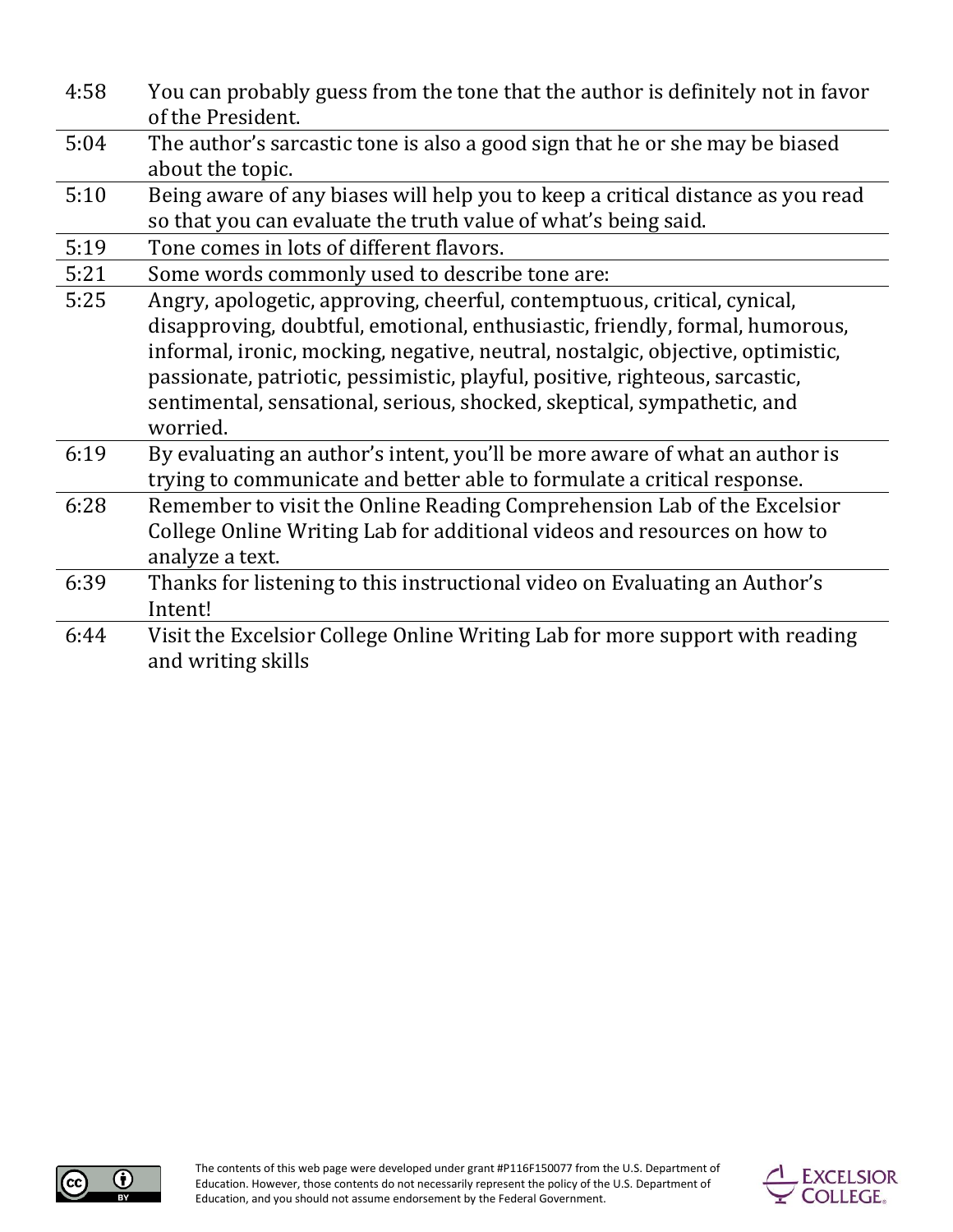| | |
|---|---|
| 4:58 | You can probably guess from the tone that the author is definitely not in favor of the President. |
| 5:04 | The author's sarcastic tone is also a good sign that he or she may be biased about the topic. |
| 5:10 | Being aware of any biases will help you to keep a critical distance as you read so that you can evaluate the truth value of what's being said. |
| 5:19 | Tone comes in lots of different flavors. |
| 5:21 | Some words commonly used to describe tone are: |
| 5:25 | Angry, apologetic, approving, cheerful, contemptuous, critical, cynical, disapproving, doubtful, emotional, enthusiastic, friendly, formal, humorous, informal, ironic, mocking, negative, neutral, nostalgic, objective, optimistic, passionate, patriotic, pessimistic, playful, positive, righteous, sarcastic, sentimental, sensational, serious, shocked, skeptical, sympathetic, and worried. |
| 6:19 | By evaluating an author's intent, you'll be more aware of what an author is trying to communicate and better able to formulate a critical response. |
| 6:28 | Remember to visit the Online Reading Comprehension Lab of the Excelsior College Online Writing Lab for additional videos and resources on how to analyze a text. |
| 6:39 | Thanks for listening to this instructional video on Evaluating an Author's Intent! |
| 6:44 | Visit the Excelsior College Online Writing Lab for more support with reading and writing skills |

The contents of this web page were developed under grant #P116F150077 from the U.S. Department of Education. However, those contents do not necessarily represent the policy of the U.S. Department of Education, and you should not assume endorsement by the Federal Government.